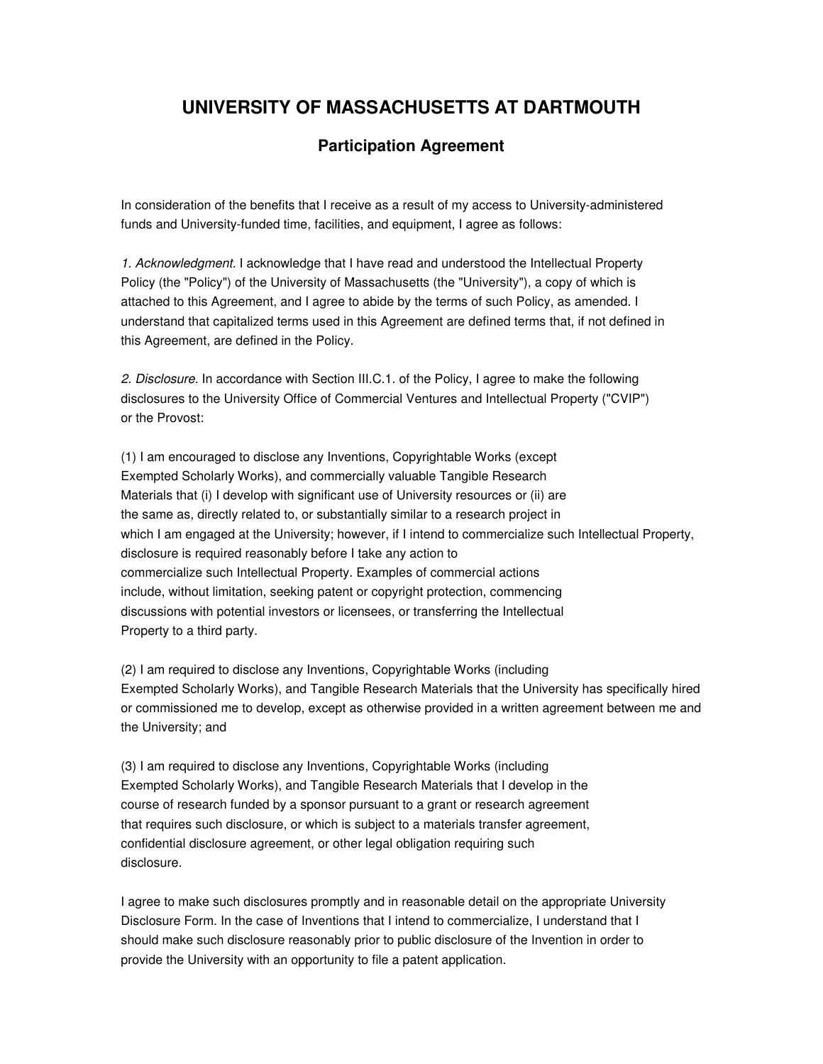# UNIVERSITY OF MASSACHUSETTS AT DARTMOUTH

## Participation Agreement

In consideration of the benefits that I receive as a result of my access to University-administered funds and University-funded time, facilities, and equipment, I agree as follows:

*1. Acknowledgment.* I acknowledge that I have read and understood the Intellectual Property Policy (the "Policy") of the University of Massachusetts (the "University"), a copy of which is attached to this Agreement, and I agree to abide by the terms of such Policy, as amended. I understand that capitalized terms used in this Agreement are defined terms that, if not defined in this Agreement, are defined in the Policy.

*2. Disclosure.* In accordance with Section III.C.1. of the Policy, I agree to make the following disclosures to the University Office of Commercial Ventures and Intellectual Property ("CVIP") or the Provost:

(1) I am encouraged to disclose any Inventions, Copyrightable Works (except Exempted Scholarly Works), and commercially valuable Tangible Research Materials that (i) I develop with significant use of University resources or (ii) are the same as, directly related to, or substantially similar to a research project in which I am engaged at the University; however, if I intend to commercialize such Intellectual Property, disclosure is required reasonably before I take any action to commercialize such Intellectual Property. Examples of commercial actions include, without limitation, seeking patent or copyright protection, commencing discussions with potential investors or licensees, or transferring the Intellectual Property to a third party.

(2) I am required to disclose any Inventions, Copyrightable Works (including Exempted Scholarly Works), and Tangible Research Materials that the University has specifically hired or commissioned me to develop, except as otherwise provided in a written agreement between me and the University; and

(3) I am required to disclose any Inventions, Copyrightable Works (including Exempted Scholarly Works), and Tangible Research Materials that I develop in the course of research funded by a sponsor pursuant to a grant or research agreement that requires such disclosure, or which is subject to a materials transfer agreement, confidential disclosure agreement, or other legal obligation requiring such disclosure.

I agree to make such disclosures promptly and in reasonable detail on the appropriate University Disclosure Form. In the case of Inventions that I intend to commercialize, I understand that I should make such disclosure reasonably prior to public disclosure of the Invention in order to provide the University with an opportunity to file a patent application.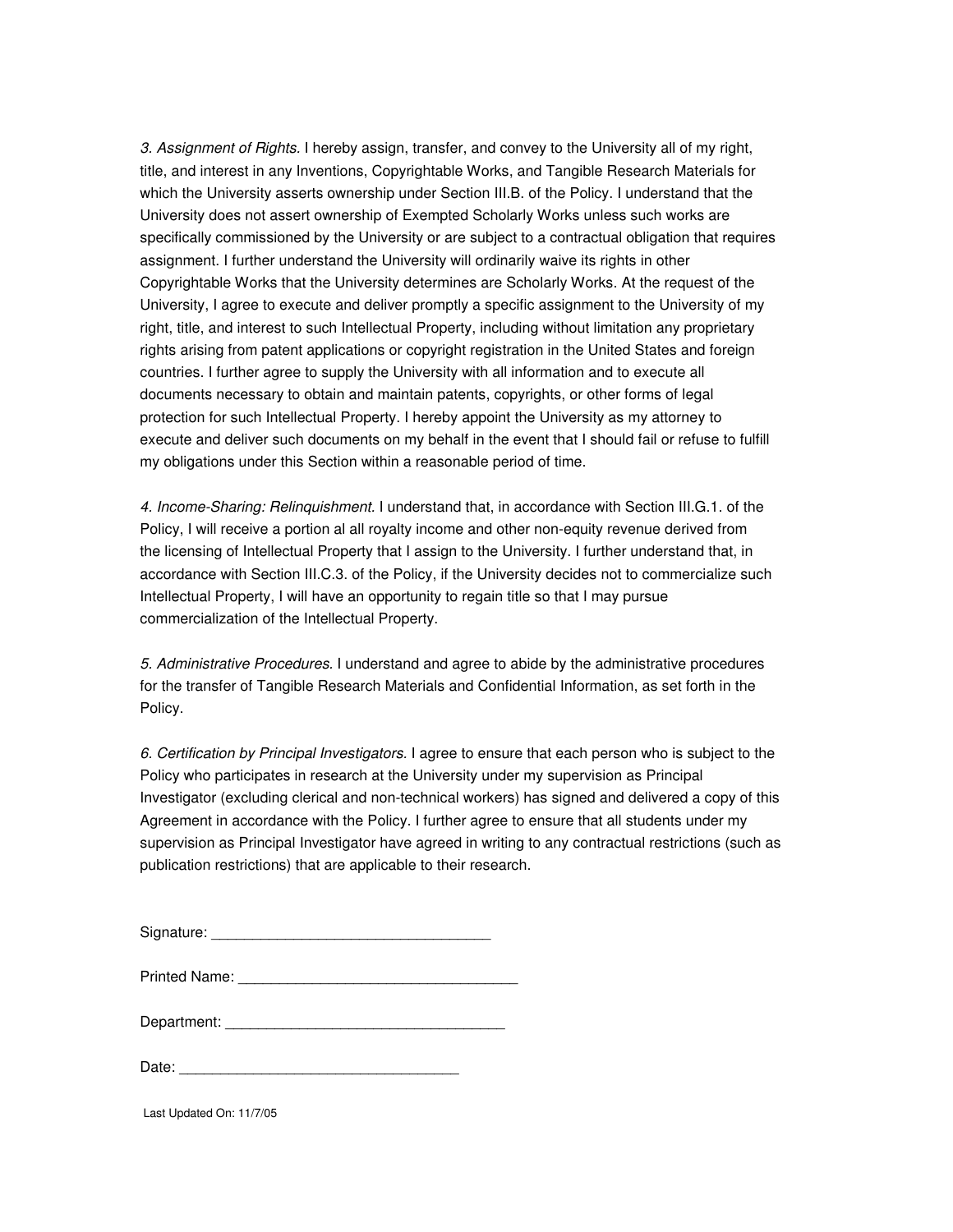*3. Assignment of Rights.* I hereby assign, transfer, and convey to the University all of my right, title, and interest in any Inventions, Copyrightable Works, and Tangible Research Materials for which the University asserts ownership under Section III.B. of the Policy. I understand that the University does not assert ownership of Exempted Scholarly Works unless such works are specifically commissioned by the University or are subject to a contractual obligation that requires assignment. I further understand the University will ordinarily waive its rights in other Copyrightable Works that the University determines are Scholarly Works. At the request of the University, I agree to execute and deliver promptly a specific assignment to the University of my right, title, and interest to such Intellectual Property, including without limitation any proprietary rights arising from patent applications or copyright registration in the United States and foreign countries. I further agree to supply the University with all information and to execute all documents necessary to obtain and maintain patents, copyrights, or other forms of legal protection for such Intellectual Property. I hereby appoint the University as my attorney to execute and deliver such documents on my behalf in the event that I should fail or refuse to fulfill my obligations under this Section within a reasonable period of time.

*4. Income-Sharing: Relinquishment.* I understand that, in accordance with Section III.G.1. of the Policy, I will receive a portion al all royalty income and other non-equity revenue derived from the licensing of Intellectual Property that I assign to the University. I further understand that, in accordance with Section III.C.3. of the Policy, if the University decides not to commercialize such Intellectual Property, I will have an opportunity to regain title so that I may pursue commercialization of the Intellectual Property.

*5. Administrative Procedures.* I understand and agree to abide by the administrative procedures for the transfer of Tangible Research Materials and Confidential Information, as set forth in the Policy.

*6. Certification by Principal Investigators.* I agree to ensure that each person who is subject to the Policy who participates in research at the University under my supervision as Principal Investigator (excluding clerical and non-technical workers) has signed and delivered a copy of this Agreement in accordance with the Policy. I further agree to ensure that all students under my supervision as Principal Investigator have agreed in writing to any contractual restrictions (such as publication restrictions) that are applicable to their research.

Signature: ________________________________

Printed Name: ________________________________

Department: ________________________________

Date: ________________________________

Last Updated On: 11/7/05